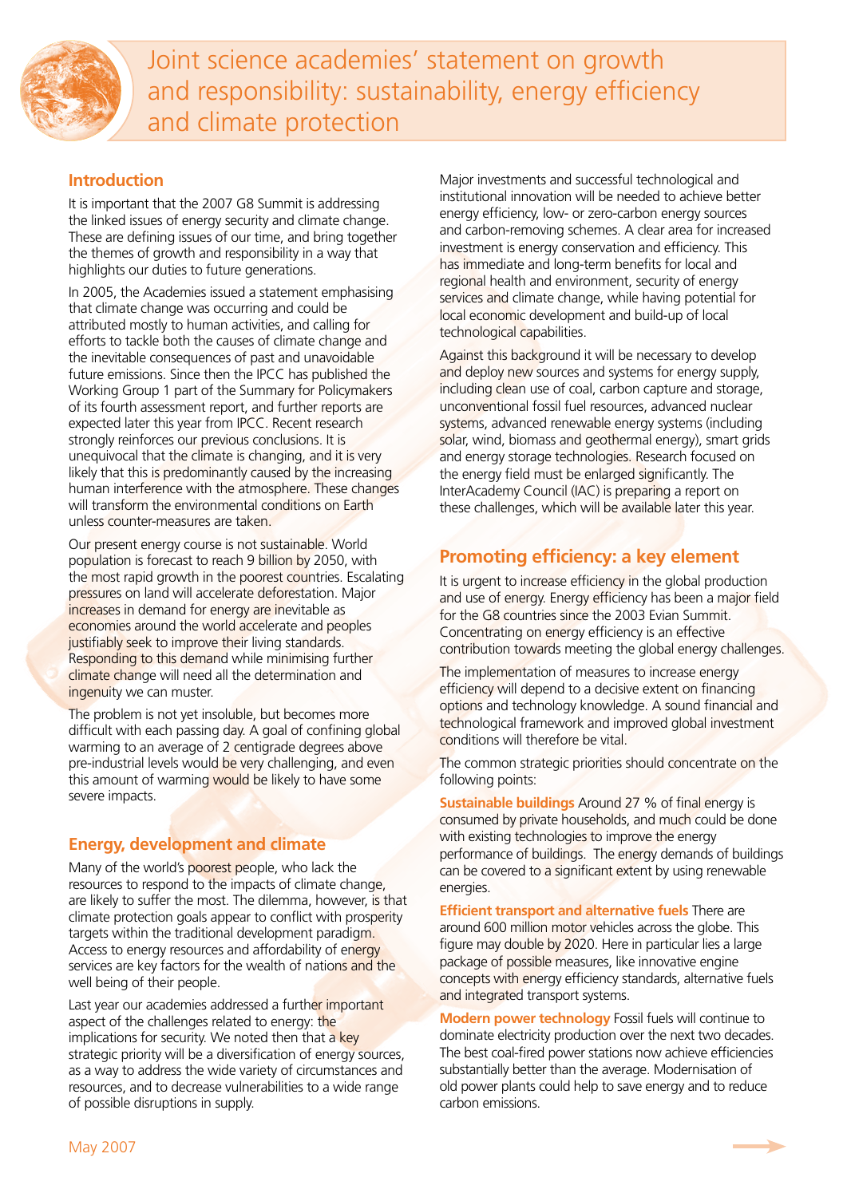# Joint science academies' statement on growth and responsibility: sustainability, energy efficiency and climate protection

## Introduction

It is important that the 2007 G8 Summit is addressing the linked issues of energy security and climate change. These are defining issues of our time, and bring together the themes of growth and responsibility in a way that highlights our duties to future generations.

In 2005, the Academies issued a statement emphasising that climate change was occurring and could be attributed mostly to human activities, and calling for efforts to tackle both the causes of climate change and the inevitable consequences of past and unavoidable future emissions. Since then the IPCC has published the Working Group 1 part of the Summary for Policymakers of its fourth assessment report, and further reports are expected later this year from IPCC. Recent research strongly reinforces our previous conclusions. It is unequivocal that the climate is changing, and it is very likely that this is predominantly caused by the increasing human interference with the atmosphere. These changes will transform the environmental conditions on Earth unless counter-measures are taken.

Our present energy course is not sustainable. World population is forecast to reach 9 billion by 2050, with the most rapid growth in the poorest countries. Escalating pressures on land will accelerate deforestation. Major increases in demand for energy are inevitable as economies around the world accelerate and peoples justifiably seek to improve their living standards. Responding to this demand while minimising further climate change will need all the determination and ingenuity we can muster.

The problem is not yet insoluble, but becomes more difficult with each passing day. A goal of confining global warming to an average of 2 centigrade degrees above pre-industrial levels would be very challenging, and even this amount of warming would be likely to have some severe impacts.

## Energy, development and climate

Many of the world's poorest people, who lack the resources to respond to the impacts of climate change, are likely to suffer the most. The dilemma, however, is that climate protection goals appear to conflict with prosperity targets within the traditional development paradigm. Access to energy resources and affordability of energy services are key factors for the wealth of nations and the well being of their people.

Last year our academies addressed a further important aspect of the challenges related to energy: the implications for security. We noted then that a key strategic priority will be a diversification of energy sources, as a way to address the wide variety of circumstances and resources, and to decrease vulnerabilities to a wide range of possible disruptions in supply.

Major investments and successful technological and institutional innovation will be needed to achieve better energy efficiency, low- or zero-carbon energy sources and carbon-removing schemes. A clear area for increased investment is energy conservation and efficiency. This has immediate and long-term benefits for local and regional health and environment, security of energy services and climate change, while having potential for local economic development and build-up of local technological capabilities.

Against this background it will be necessary to develop and deploy new sources and systems for energy supply, including clean use of coal, carbon capture and storage, unconventional fossil fuel resources, advanced nuclear systems, advanced renewable energy systems (including solar, wind, biomass and geothermal energy), smart grids and energy storage technologies. Research focused on the energy field must be enlarged significantly. The InterAcademy Council (IAC) is preparing a report on these challenges, which will be available later this year.

## Promoting efficiency: a key element

It is urgent to increase efficiency in the global production and use of energy. Energy efficiency has been a major field for the G8 countries since the 2003 Evian Summit. Concentrating on energy efficiency is an effective contribution towards meeting the global energy challenges.

The implementation of measures to increase energy efficiency will depend to a decisive extent on financing options and technology knowledge. A sound financial and technological framework and improved global investment conditions will therefore be vital.

The common strategic priorities should concentrate on the following points:

**Sustainable buildings** Around 27 % of final energy is consumed by private households, and much could be done with existing technologies to improve the energy performance of buildings. The energy demands of buildings can be covered to a significant extent by using renewable energies.

**Efficient transport and alternative fuels** There are around 600 million motor vehicles across the globe. This figure may double by 2020. Here in particular lies a large package of possible measures, like innovative engine concepts with energy efficiency standards, alternative fuels and integrated transport systems.

**Modern power technology** Fossil fuels will continue to dominate electricity production over the next two decades. The best coal-fired power stations now achieve efficiencies substantially better than the average. Modernisation of old power plants could help to save energy and to reduce carbon emissions.

May 2007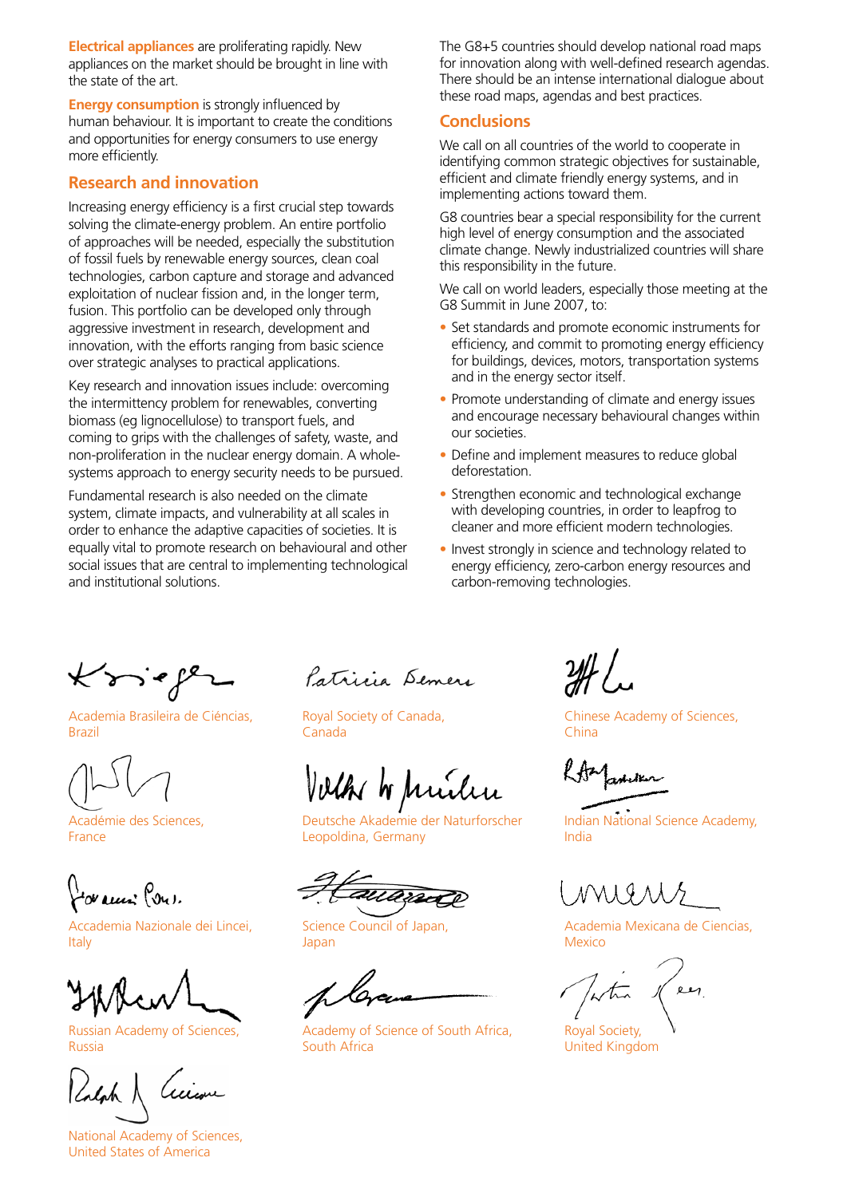**Electrical appliances** are proliferating rapidly. New appliances on the market should be brought in line with the state of the art.

**Energy consumption** is strongly influenced by human behaviour. It is important to create the conditions and opportunities for energy consumers to use energy more efficiently.

## Research and innovation

Increasing energy efficiency is a first crucial step towards solving the climate-energy problem. An entire portfolio of approaches will be needed, especially the substitution of fossil fuels by renewable energy sources, clean coal technologies, carbon capture and storage and advanced exploitation of nuclear fission and, in the longer term, fusion. This portfolio can be developed only through aggressive investment in research, development and innovation, with the efforts ranging from basic science over strategic analyses to practical applications.

Key research and innovation issues include: overcoming the intermittency problem for renewables, converting biomass (eg lignocellulose) to transport fuels, and coming to grips with the challenges of safety, waste, and non-proliferation in the nuclear energy domain. A whole-systems approach to energy security needs to be pursued.

Fundamental research is also needed on the climate system, climate impacts, and vulnerability at all scales in order to enhance the adaptive capacities of societies. It is equally vital to promote research on behavioural and other social issues that are central to implementing technological and institutional solutions.

The G8+5 countries should develop national road maps for innovation along with well-defined research agendas. There should be an intense international dialogue about these road maps, agendas and best practices.

## Conclusions

We call on all countries of the world to cooperate in identifying common strategic objectives for sustainable, efficient and climate friendly energy systems, and in implementing actions toward them.

G8 countries bear a special responsibility for the current high level of energy consumption and the associated climate change. Newly industrialized countries will share this responsibility in the future.

We call on world leaders, especially those meeting at the G8 Summit in June 2007, to:

- Set standards and promote economic instruments for efficiency, and commit to promoting energy efficiency for buildings, devices, motors, transportation systems and in the energy sector itself.
- Promote understanding of climate and energy issues and encourage necessary behavioural changes within our societies.
- Define and implement measures to reduce global deforestation.
- Strengthen economic and technological exchange with developing countries, in order to leapfrog to cleaner and more efficient modern technologies.
- Invest strongly in science and technology related to energy efficiency, zero-carbon energy resources and carbon-removing technologies.

Academia Brasileira de Ciéncias, Brazil

Royal Society of Canada, Canada

Chinese Academy of Sciences, China

Académie des Sciences, France

Deutsche Akademie der Naturforscher Leopoldina, Germany

Indian National Science Academy, India

Accademia Nazionale dei Lincei, Italy

Science Council of Japan, Japan

Academia Mexicana de Ciencias, Mexico

Russian Academy of Sciences, Russia

Academy of Science of South Africa, South Africa

Royal Society, United Kingdom

National Academy of Sciences, United States of America